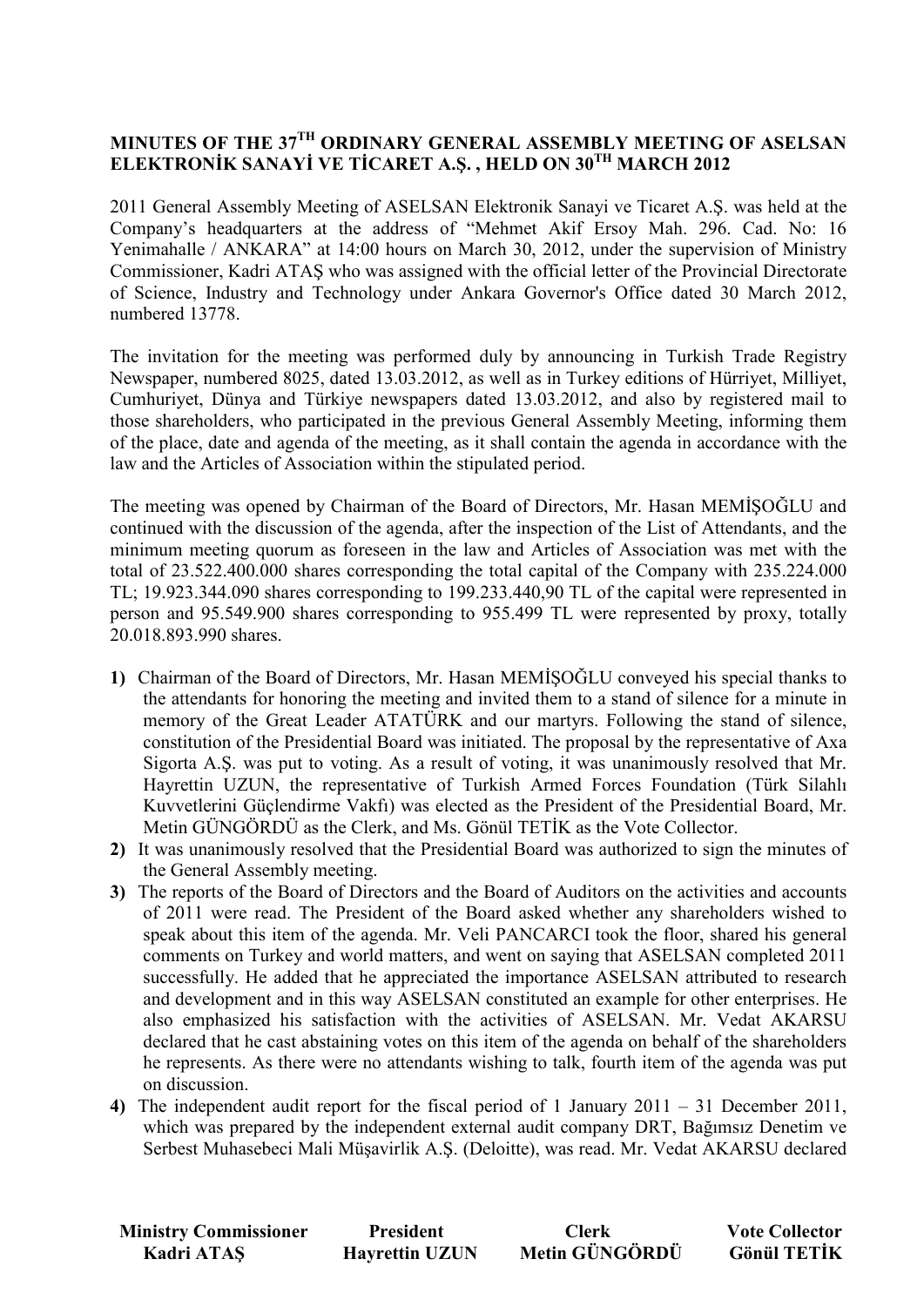## MINUTES OF THE 37TH ORDINARY GENERAL ASSEMBLY MEETING OF ASELSAN ELEKTRONİK SANAYİ VE TİCARET A.Ş. , HELD ON 30TH MARCH 2012

2011 General Assembly Meeting of ASELSAN Elektronik Sanayi ve Ticaret A.Ş. was held at the Company's headquarters at the address of "Mehmet Akif Ersoy Mah. 296. Cad. No: 16 Yenimahalle / ANKARA" at 14:00 hours on March 30, 2012, under the supervision of Ministry Commissioner, Kadri ATAŞ who was assigned with the official letter of the Provincial Directorate of Science, Industry and Technology under Ankara Governor's Office dated 30 March 2012, numbered 13778.

The invitation for the meeting was performed duly by announcing in Turkish Trade Registry Newspaper, numbered 8025, dated 13.03.2012, as well as in Turkey editions of Hürriyet, Milliyet, Cumhuriyet, Dünya and Türkiye newspapers dated 13.03.2012, and also by registered mail to those shareholders, who participated in the previous General Assembly Meeting, informing them of the place, date and agenda of the meeting, as it shall contain the agenda in accordance with the law and the Articles of Association within the stipulated period.

The meeting was opened by Chairman of the Board of Directors, Mr. Hasan MEMİŞOĞLU and continued with the discussion of the agenda, after the inspection of the List of Attendants, and the minimum meeting quorum as foreseen in the law and Articles of Association was met with the total of 23.522.400.000 shares corresponding the total capital of the Company with 235.224.000 TL; 19.923.344.090 shares corresponding to 199.233.440,90 TL of the capital were represented in person and 95.549.900 shares corresponding to 955.499 TL were represented by proxy, totally 20.018.893.990 shares.

1) Chairman of the Board of Directors, Mr. Hasan MEMİŞOĞLU conveyed his special thanks to the attendants for honoring the meeting and invited them to a stand of silence for a minute in memory of the Great Leader ATATÜRK and our martyrs. Following the stand of silence, constitution of the Presidential Board was initiated. The proposal by the representative of Axa Sigorta A.Ş. was put to voting. As a result of voting, it was unanimously resolved that Mr. Hayrettin UZUN, the representative of Turkish Armed Forces Foundation (Türk Silahlı Kuvvetlerini Güçlendirme Vakfı) was elected as the President of the Presidential Board, Mr. Metin GÜNGÖRDÜ as the Clerk, and Ms. Gönül TETİK as the Vote Collector.
2) It was unanimously resolved that the Presidential Board was authorized to sign the minutes of the General Assembly meeting.
3) The reports of the Board of Directors and the Board of Auditors on the activities and accounts of 2011 were read. The President of the Board asked whether any shareholders wished to speak about this item of the agenda. Mr. Veli PANCARCI took the floor, shared his general comments on Turkey and world matters, and went on saying that ASELSAN completed 2011 successfully. He added that he appreciated the importance ASELSAN attributed to research and development and in this way ASELSAN constituted an example for other enterprises. He also emphasized his satisfaction with the activities of ASELSAN. Mr. Vedat AKARSU declared that he cast abstaining votes on this item of the agenda on behalf of the shareholders he represents. As there were no attendants wishing to talk, fourth item of the agenda was put on discussion.
4) The independent audit report for the fiscal period of 1 January 2011 – 31 December 2011, which was prepared by the independent external audit company DRT, Bağımsız Denetim ve Serbest Muhasebeci Mali Müşavirlik A.Ş. (Deloitte), was read. Mr. Vedat AKARSU declared

| Ministry Commissioner | President | Clerk | Vote Collector |
|---|---|---|---|
| Kadri ATAŞ | Hayrettin UZUN | Metin GÜNGÖRDÜ | Gönül TETİK |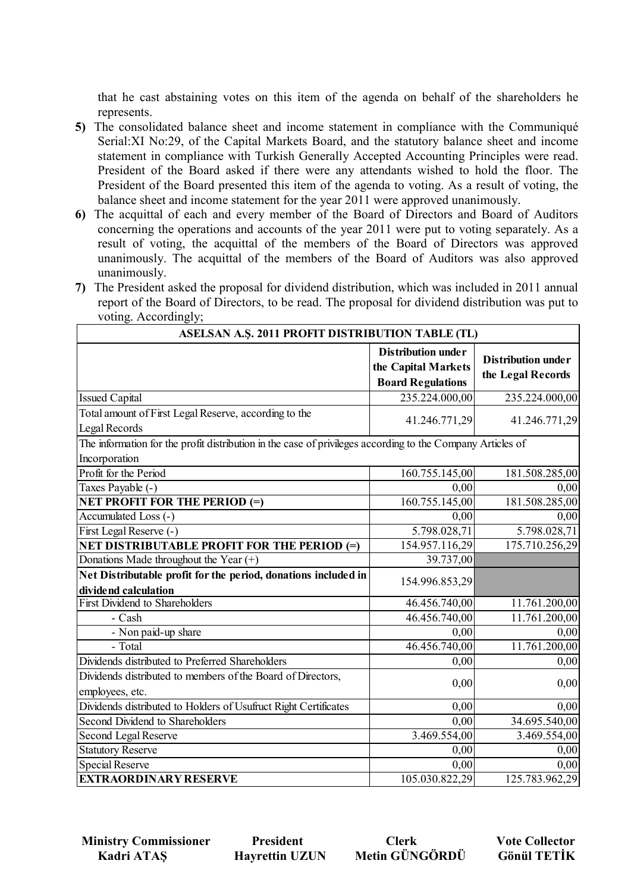that he cast abstaining votes on this item of the agenda on behalf of the shareholders he represents.

5) The consolidated balance sheet and income statement in compliance with the Communiqué Serial:XI No:29, of the Capital Markets Board, and the statutory balance sheet and income statement in compliance with Turkish Generally Accepted Accounting Principles were read. President of the Board asked if there were any attendants wished to hold the floor. The President of the Board presented this item of the agenda to voting. As a result of voting, the balance sheet and income statement for the year 2011 were approved unanimously.

6) The acquittal of each and every member of the Board of Directors and Board of Auditors concerning the operations and accounts of the year 2011 were put to voting separately. As a result of voting, the acquittal of the members of the Board of Directors was approved unanimously. The acquittal of the members of the Board of Auditors was also approved unanimously.

7) The President asked the proposal for dividend distribution, which was included in 2011 annual report of the Board of Directors, to be read. The proposal for dividend distribution was put to voting. Accordingly;

| ASELSAN A.Ş. 2011 PROFIT DISTRIBUTION TABLE (TL) | | |
|---|---|---|
| | **Distribution under the Capital Markets Board Regulations** | **Distribution under the Legal Records** |
| Issued Capital | 235.224.000,00 | 235.224.000,00 |
| Total amount of First Legal Reserve, according to the Legal Records | 41.246.771,29 | 41.246.771,29 |
| The information for the profit distribution in the case of privileges according to the Company Articles of Incorporation | | |
| Profit for the Period | 160.755.145,00 | 181.508.285,00 |
| Taxes Payable (-) | 0,00 | 0,00 |
| **NET PROFIT FOR THE PERIOD (=)** | 160.755.145,00 | 181.508.285,00 |
| Accumulated Loss (-) | 0,00 | 0,00 |
| First Legal Reserve (-) | 5.798.028,71 | 5.798.028,71 |
| **NET DISTRIBUTABLE PROFIT FOR THE PERIOD (=)** | 154.957.116,29 | 175.710.256,29 |
| Donations Made throughout the Year (+) | 39.737,00 | |
| **Net Distributable profit for the period, donations included in dividend calculation** | 154.996.853,29 | |
| First Dividend to Shareholders | 46.456.740,00 | 11.761.200,00 |
| - Cash | 46.456.740,00 | 11.761.200,00 |
| - Non paid-up share | 0,00 | 0,00 |
| - Total | 46.456.740,00 | 11.761.200,00 |
| Dividends distributed to Preferred Shareholders | 0,00 | 0,00 |
| Dividends distributed to members of the Board of Directors, employees, etc. | 0,00 | 0,00 |
| Dividends distributed to Holders of Usufruct Right Certificates | 0,00 | 0,00 |
| Second Dividend to Shareholders | 0,00 | 34.695.540,00 |
| Second Legal Reserve | 3.469.554,00 | 3.469.554,00 |
| Statutory Reserve | 0,00 | 0,00 |
| Special Reserve | 0,00 | 0,00 |
| **EXTRAORDINARY RESERVE** | 105.030.822,29 | 125.783.962,29 |

| **Ministry Commissioner** | **President** | **Clerk** | **Vote Collector** |
|---|---|---|---|
| **Kadri ATAŞ** | **Hayrettin UZUN** | **Metin GÜNGÖRDÜ** | **Gönül TETİK** |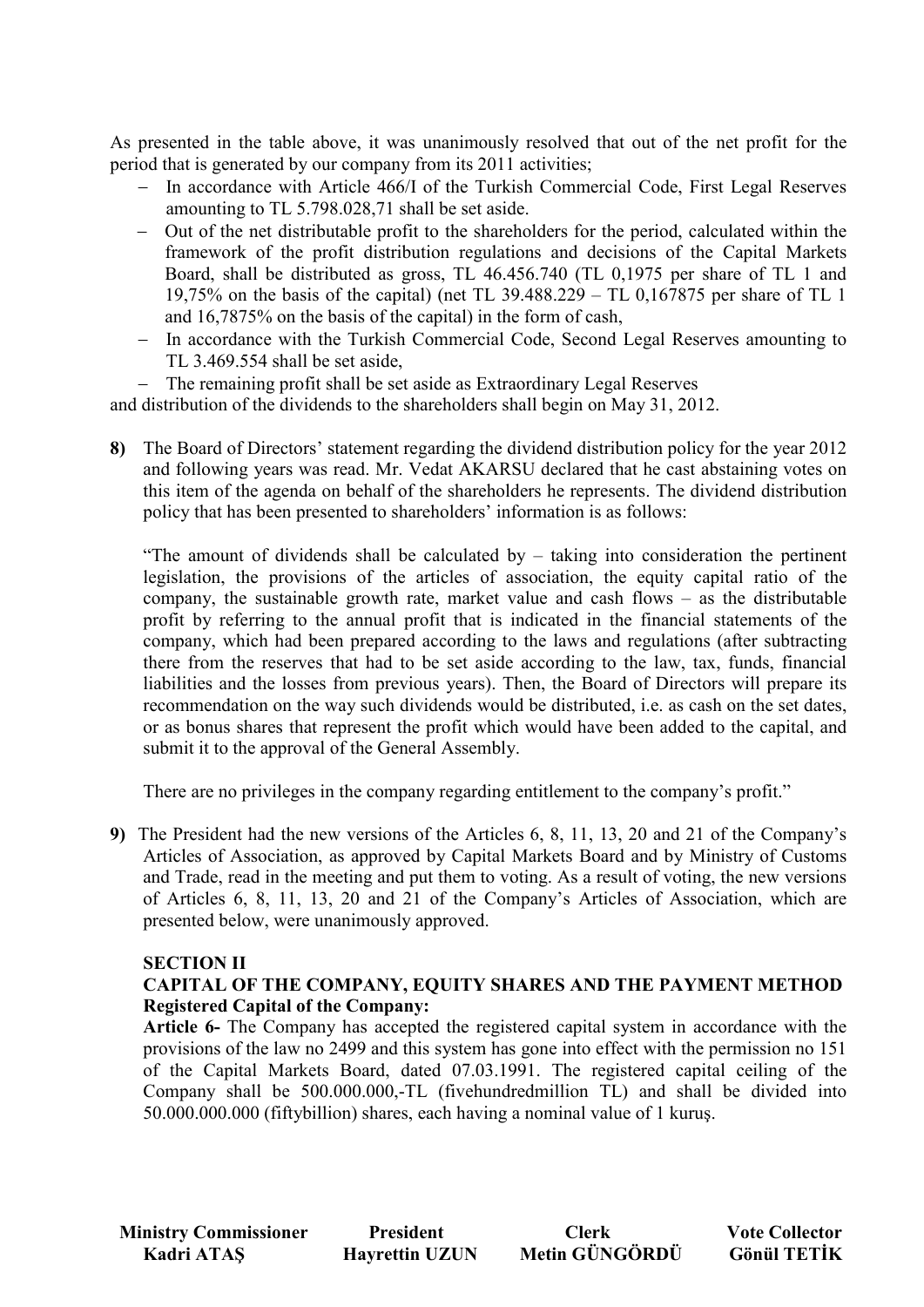As presented in the table above, it was unanimously resolved that out of the net profit for the period that is generated by our company from its 2011 activities;

- In accordance with Article 466/I of the Turkish Commercial Code, First Legal Reserves amounting to TL 5.798.028,71 shall be set aside.
- Out of the net distributable profit to the shareholders for the period, calculated within the framework of the profit distribution regulations and decisions of the Capital Markets Board, shall be distributed as gross, TL 46.456.740 (TL 0,1975 per share of TL 1 and 19,75% on the basis of the capital) (net TL 39.488.229 – TL 0,167875 per share of TL 1 and 16,7875% on the basis of the capital) in the form of cash,
- In accordance with the Turkish Commercial Code, Second Legal Reserves amounting to TL 3.469.554 shall be set aside,
- The remaining profit shall be set aside as Extraordinary Legal Reserves

and distribution of the dividends to the shareholders shall begin on May 31, 2012.

**8)** The Board of Directors' statement regarding the dividend distribution policy for the year 2012 and following years was read. Mr. Vedat AKARSU declared that he cast abstaining votes on this item of the agenda on behalf of the shareholders he represents. The dividend distribution policy that has been presented to shareholders' information is as follows:

"The amount of dividends shall be calculated by – taking into consideration the pertinent legislation, the provisions of the articles of association, the equity capital ratio of the company, the sustainable growth rate, market value and cash flows – as the distributable profit by referring to the annual profit that is indicated in the financial statements of the company, which had been prepared according to the laws and regulations (after subtracting there from the reserves that had to be set aside according to the law, tax, funds, financial liabilities and the losses from previous years). Then, the Board of Directors will prepare its recommendation on the way such dividends would be distributed, i.e. as cash on the set dates, or as bonus shares that represent the profit which would have been added to the capital, and submit it to the approval of the General Assembly.

There are no privileges in the company regarding entitlement to the company's profit."

**9)** The President had the new versions of the Articles 6, 8, 11, 13, 20 and 21 of the Company's Articles of Association, as approved by Capital Markets Board and by Ministry of Customs and Trade, read in the meeting and put them to voting. As a result of voting, the new versions of Articles 6, 8, 11, 13, 20 and 21 of the Company's Articles of Association, which are presented below, were unanimously approved.

**SECTION II**

**CAPITAL OF THE COMPANY, EQUITY SHARES AND THE PAYMENT METHOD**

**Registered Capital of the Company:**

**Article 6-** The Company has accepted the registered capital system in accordance with the provisions of the law no 2499 and this system has gone into effect with the permission no 151 of the Capital Markets Board, dated 07.03.1991. The registered capital ceiling of the Company shall be 500.000.000,-TL (fivehundredmillion TL) and shall be divided into 50.000.000.000 (fiftybillion) shares, each having a nominal value of 1 kuruş.

| Ministry Commissioner | President | Clerk | Vote Collector |
|---|---|---|---|
| Kadri ATAŞ | Hayrettin UZUN | Metin GÜNGÖRDÜ | Gönül TETİK |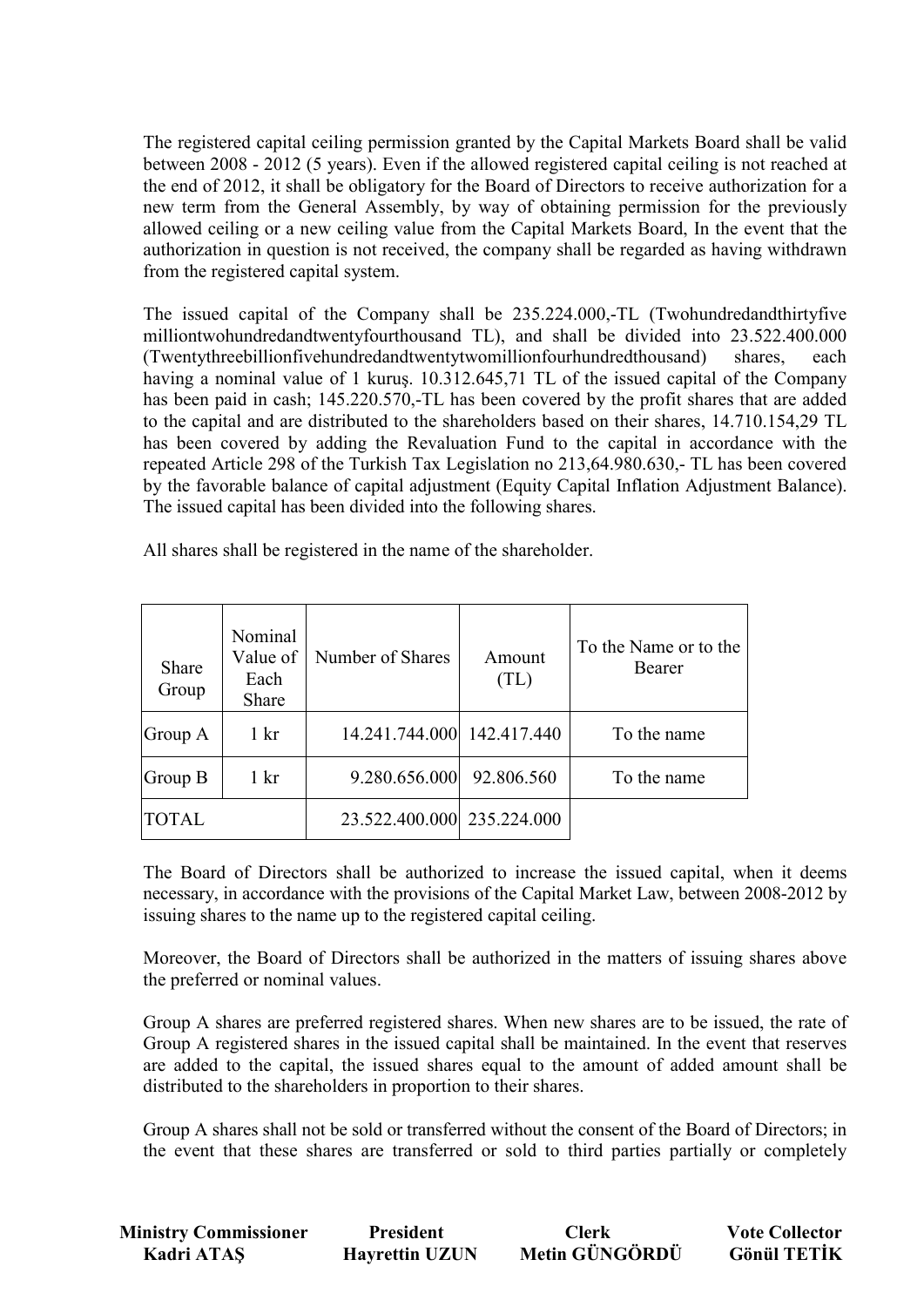The registered capital ceiling permission granted by the Capital Markets Board shall be valid between 2008 - 2012 (5 years). Even if the allowed registered capital ceiling is not reached at the end of 2012, it shall be obligatory for the Board of Directors to receive authorization for a new term from the General Assembly, by way of obtaining permission for the previously allowed ceiling or a new ceiling value from the Capital Markets Board, In the event that the authorization in question is not received, the company shall be regarded as having withdrawn from the registered capital system.

The issued capital of the Company shall be 235.224.000,-TL (Twohundredandthirtyfive milliontwohundredandtwentyfourthousand TL), and shall be divided into 23.522.400.000 (Twentythreebillionfivehundredandtwentytwomillionfourhundredthousand) shares, each having a nominal value of 1 kuruş. 10.312.645,71 TL of the issued capital of the Company has been paid in cash; 145.220.570,-TL has been covered by the profit shares that are added to the capital and are distributed to the shareholders based on their shares, 14.710.154,29 TL has been covered by adding the Revaluation Fund to the capital in accordance with the repeated Article 298 of the Turkish Tax Legislation no 213,64.980.630,- TL has been covered by the favorable balance of capital adjustment (Equity Capital Inflation Adjustment Balance). The issued capital has been divided into the following shares.

All shares shall be registered in the name of the shareholder.

| Share Group | Nominal Value of Each Share | Number of Shares | Amount (TL) | To the Name or to the Bearer |
|---|---|---|---|---|
| Group A | 1 kr | 14.241.744.000 | 142.417.440 | To the name |
| Group B | 1 kr | 9.280.656.000 | 92.806.560 | To the name |
| TOTAL | | 23.522.400.000 | 235.224.000 | |

The Board of Directors shall be authorized to increase the issued capital, when it deems necessary, in accordance with the provisions of the Capital Market Law, between 2008-2012 by issuing shares to the name up to the registered capital ceiling.

Moreover, the Board of Directors shall be authorized in the matters of issuing shares above the preferred or nominal values.

Group A shares are preferred registered shares. When new shares are to be issued, the rate of Group A registered shares in the issued capital shall be maintained. In the event that reserves are added to the capital, the issued shares equal to the amount of added amount shall be distributed to the shareholders in proportion to their shares.

Group A shares shall not be sold or transferred without the consent of the Board of Directors; in the event that these shares are transferred or sold to third parties partially or completely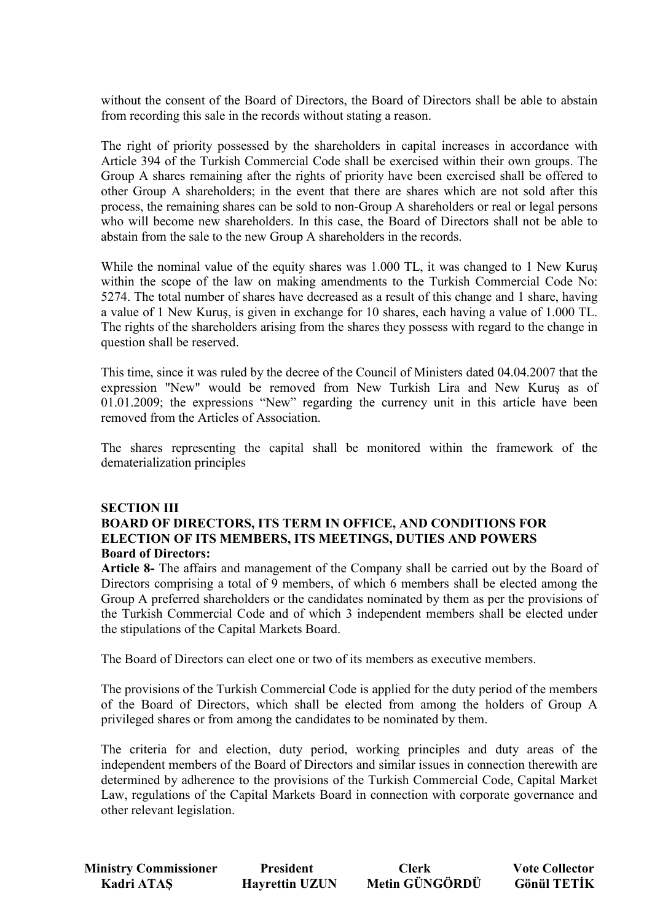without the consent of the Board of Directors, the Board of Directors shall be able to abstain from recording this sale in the records without stating a reason.

The right of priority possessed by the shareholders in capital increases in accordance with Article 394 of the Turkish Commercial Code shall be exercised within their own groups. The Group A shares remaining after the rights of priority have been exercised shall be offered to other Group A shareholders; in the event that there are shares which are not sold after this process, the remaining shares can be sold to non-Group A shareholders or real or legal persons who will become new shareholders. In this case, the Board of Directors shall not be able to abstain from the sale to the new Group A shareholders in the records.

While the nominal value of the equity shares was 1.000 TL, it was changed to 1 New Kuruş within the scope of the law on making amendments to the Turkish Commercial Code No: 5274. The total number of shares have decreased as a result of this change and 1 share, having a value of 1 New Kuruş, is given in exchange for 10 shares, each having a value of 1.000 TL. The rights of the shareholders arising from the shares they possess with regard to the change in question shall be reserved.

This time, since it was ruled by the decree of the Council of Ministers dated 04.04.2007 that the expression "New" would be removed from New Turkish Lira and New Kuruş as of 01.01.2009; the expressions "New" regarding the currency unit in this article have been removed from the Articles of Association.

The shares representing the capital shall be monitored within the framework of the dematerialization principles

## SECTION III

## BOARD OF DIRECTORS, ITS TERM IN OFFICE, AND CONDITIONS FOR ELECTION OF ITS MEMBERS, ITS MEETINGS, DUTIES AND POWERS

**Board of Directors:**

**Article 8-** The affairs and management of the Company shall be carried out by the Board of Directors comprising a total of 9 members, of which 6 members shall be elected among the Group A preferred shareholders or the candidates nominated by them as per the provisions of the Turkish Commercial Code and of which 3 independent members shall be elected under the stipulations of the Capital Markets Board.

The Board of Directors can elect one or two of its members as executive members.

The provisions of the Turkish Commercial Code is applied for the duty period of the members of the Board of Directors, which shall be elected from among the holders of Group A privileged shares or from among the candidates to be nominated by them.

The criteria for and election, duty period, working principles and duty areas of the independent members of the Board of Directors and similar issues in connection therewith are determined by adherence to the provisions of the Turkish Commercial Code, Capital Market Law, regulations of the Capital Markets Board in connection with corporate governance and other relevant legislation.

| Ministry Commissioner | President | Clerk | Vote Collector |
|---|---|---|---|
| Kadri ATAŞ | Hayrettin UZUN | Metin GÜNGÖRDÜ | Gönül TETİK |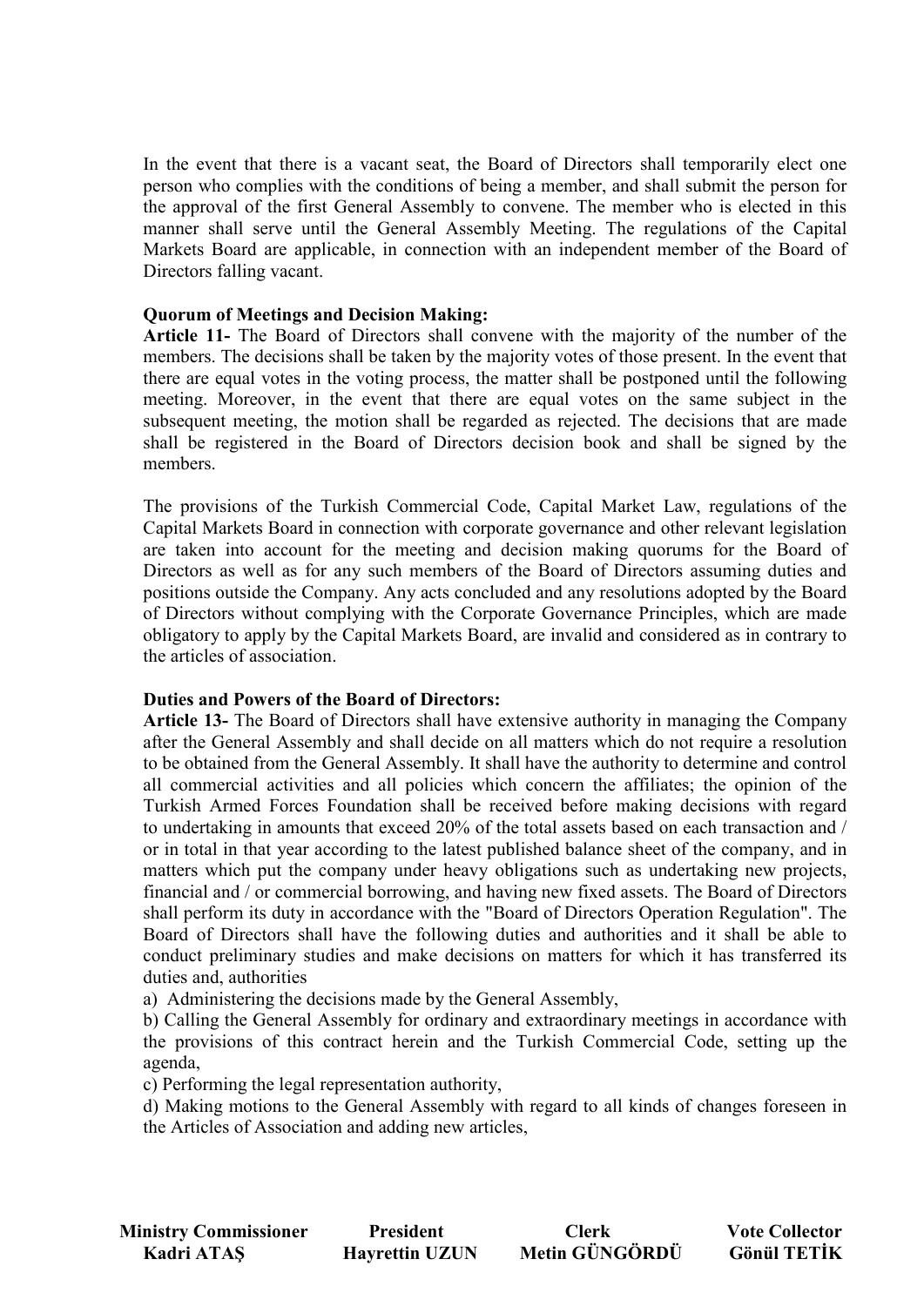In the event that there is a vacant seat, the Board of Directors shall temporarily elect one person who complies with the conditions of being a member, and shall submit the person for the approval of the first General Assembly to convene. The member who is elected in this manner shall serve until the General Assembly Meeting. The regulations of the Capital Markets Board are applicable, in connection with an independent member of the Board of Directors falling vacant.

**Quorum of Meetings and Decision Making:**

**Article 11-** The Board of Directors shall convene with the majority of the number of the members. The decisions shall be taken by the majority votes of those present. In the event that there are equal votes in the voting process, the matter shall be postponed until the following meeting. Moreover, in the event that there are equal votes on the same subject in the subsequent meeting, the motion shall be regarded as rejected. The decisions that are made shall be registered in the Board of Directors decision book and shall be signed by the members.

The provisions of the Turkish Commercial Code, Capital Market Law, regulations of the Capital Markets Board in connection with corporate governance and other relevant legislation are taken into account for the meeting and decision making quorums for the Board of Directors as well as for any such members of the Board of Directors assuming duties and positions outside the Company. Any acts concluded and any resolutions adopted by the Board of Directors without complying with the Corporate Governance Principles, which are made obligatory to apply by the Capital Markets Board, are invalid and considered as in contrary to the articles of association.

**Duties and Powers of the Board of Directors:**

**Article 13-** The Board of Directors shall have extensive authority in managing the Company after the General Assembly and shall decide on all matters which do not require a resolution to be obtained from the General Assembly. It shall have the authority to determine and control all commercial activities and all policies which concern the affiliates; the opinion of the Turkish Armed Forces Foundation shall be received before making decisions with regard to undertaking in amounts that exceed 20% of the total assets based on each transaction and / or in total in that year according to the latest published balance sheet of the company, and in matters which put the company under heavy obligations such as undertaking new projects, financial and / or commercial borrowing, and having new fixed assets. The Board of Directors shall perform its duty in accordance with the "Board of Directors Operation Regulation". The Board of Directors shall have the following duties and authorities and it shall be able to conduct preliminary studies and make decisions on matters for which it has transferred its duties and, authorities

a) Administering the decisions made by the General Assembly,

b) Calling the General Assembly for ordinary and extraordinary meetings in accordance with the provisions of this contract herein and the Turkish Commercial Code, setting up the agenda,

c) Performing the legal representation authority,

d) Making motions to the General Assembly with regard to all kinds of changes foreseen in the Articles of Association and adding new articles,

| Ministry Commissioner | President | Clerk | Vote Collector |
|---|---|---|---|
| Kadri ATAŞ | Hayrettin UZUN | Metin GÜNGÖRDÜ | Gönül TETİK |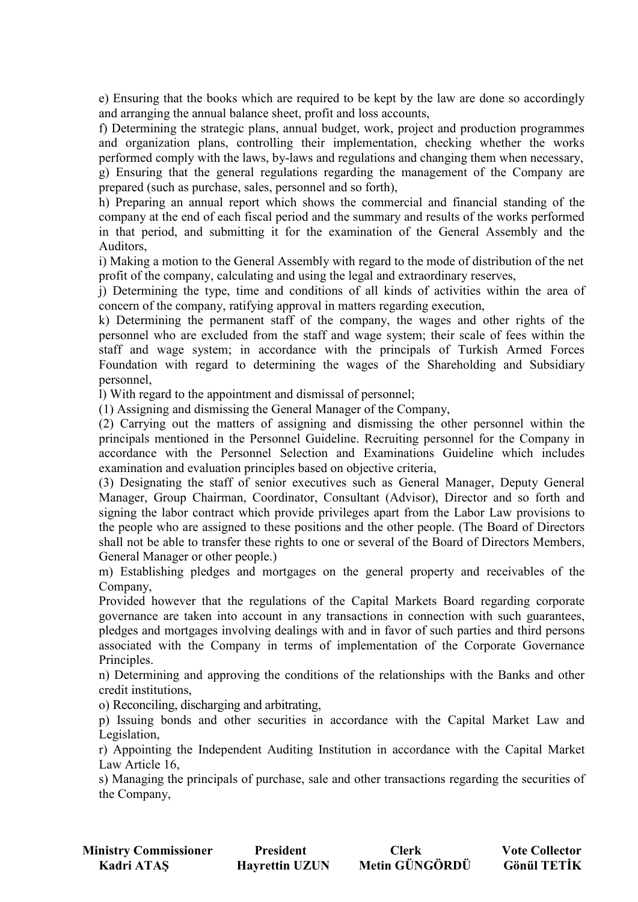e) Ensuring that the books which are required to be kept by the law are done so accordingly and arranging the annual balance sheet, profit and loss accounts,

f) Determining the strategic plans, annual budget, work, project and production programmes and organization plans, controlling their implementation, checking whether the works performed comply with the laws, by-laws and regulations and changing them when necessary,

g) Ensuring that the general regulations regarding the management of the Company are prepared (such as purchase, sales, personnel and so forth),

h) Preparing an annual report which shows the commercial and financial standing of the company at the end of each fiscal period and the summary and results of the works performed in that period, and submitting it for the examination of the General Assembly and the Auditors,

i) Making a motion to the General Assembly with regard to the mode of distribution of the net profit of the company, calculating and using the legal and extraordinary reserves,

j) Determining the type, time and conditions of all kinds of activities within the area of concern of the company, ratifying approval in matters regarding execution,

k) Determining the permanent staff of the company, the wages and other rights of the personnel who are excluded from the staff and wage system; their scale of fees within the staff and wage system; in accordance with the principals of Turkish Armed Forces Foundation with regard to determining the wages of the Shareholding and Subsidiary personnel,

l) With regard to the appointment and dismissal of personnel;

(1) Assigning and dismissing the General Manager of the Company,

(2) Carrying out the matters of assigning and dismissing the other personnel within the principals mentioned in the Personnel Guideline. Recruiting personnel for the Company in accordance with the Personnel Selection and Examinations Guideline which includes examination and evaluation principles based on objective criteria,

(3) Designating the staff of senior executives such as General Manager, Deputy General Manager, Group Chairman, Coordinator, Consultant (Advisor), Director and so forth and signing the labor contract which provide privileges apart from the Labor Law provisions to the people who are assigned to these positions and the other people. (The Board of Directors shall not be able to transfer these rights to one or several of the Board of Directors Members, General Manager or other people.)

m) Establishing pledges and mortgages on the general property and receivables of the Company,

Provided however that the regulations of the Capital Markets Board regarding corporate governance are taken into account in any transactions in connection with such guarantees, pledges and mortgages involving dealings with and in favor of such parties and third persons associated with the Company in terms of implementation of the Corporate Governance Principles.

n) Determining and approving the conditions of the relationships with the Banks and other credit institutions,

o) Reconciling, discharging and arbitrating,

p) Issuing bonds and other securities in accordance with the Capital Market Law and Legislation,

r) Appointing the Independent Auditing Institution in accordance with the Capital Market Law Article 16,

s) Managing the principals of purchase, sale and other transactions regarding the securities of the Company,

| **Ministry Commissioner** | **President** | **Clerk** | **Vote Collector** |
|---|---|---|---|
| **Kadri ATAŞ** | **Hayrettin UZUN** | **Metin GÜNGÖRDÜ** | **Gönül TETİK** |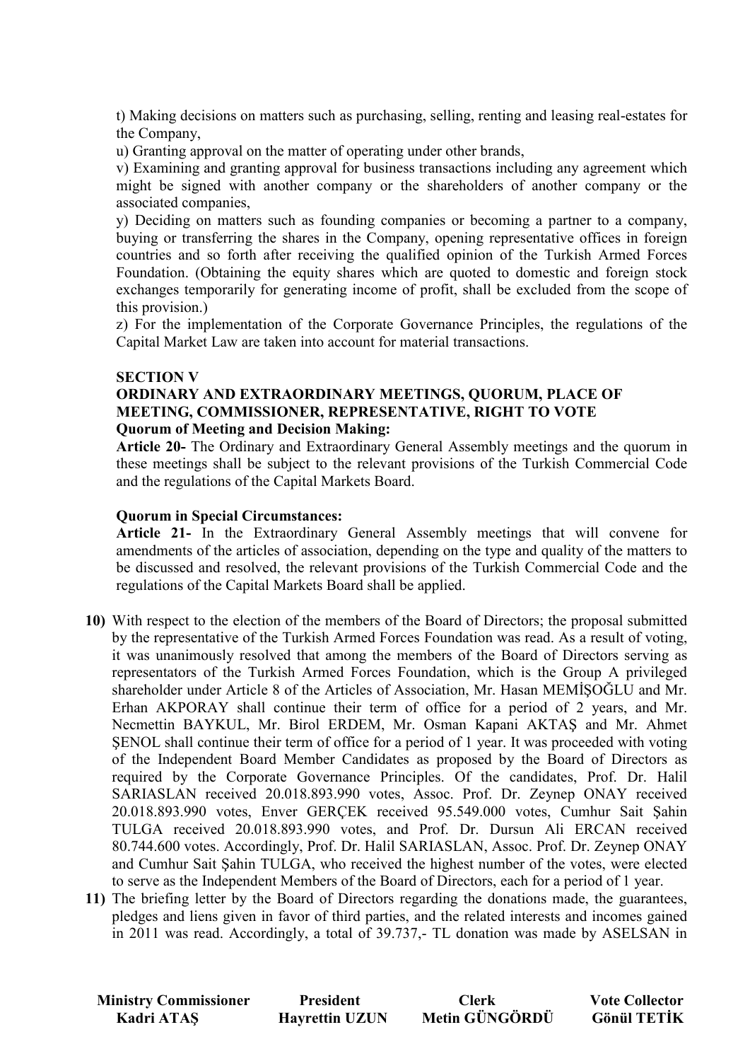t) Making decisions on matters such as purchasing, selling, renting and leasing real-estates for the Company,

u) Granting approval on the matter of operating under other brands,

v) Examining and granting approval for business transactions including any agreement which might be signed with another company or the shareholders of another company or the associated companies,

y) Deciding on matters such as founding companies or becoming a partner to a company, buying or transferring the shares in the Company, opening representative offices in foreign countries and so forth after receiving the qualified opinion of the Turkish Armed Forces Foundation. (Obtaining the equity shares which are quoted to domestic and foreign stock exchanges temporarily for generating income of profit, shall be excluded from the scope of this provision.)

z) For the implementation of the Corporate Governance Principles, the regulations of the Capital Market Law are taken into account for material transactions.

**SECTION V**

**ORDINARY AND EXTRAORDINARY MEETINGS, QUORUM, PLACE OF MEETING, COMMISSIONER, REPRESENTATIVE, RIGHT TO VOTE**

**Quorum of Meeting and Decision Making:**

**Article 20-** The Ordinary and Extraordinary General Assembly meetings and the quorum in these meetings shall be subject to the relevant provisions of the Turkish Commercial Code and the regulations of the Capital Markets Board.

**Quorum in Special Circumstances:**

**Article 21-** In the Extraordinary General Assembly meetings that will convene for amendments of the articles of association, depending on the type and quality of the matters to be discussed and resolved, the relevant provisions of the Turkish Commercial Code and the regulations of the Capital Markets Board shall be applied.

**10)** With respect to the election of the members of the Board of Directors; the proposal submitted by the representative of the Turkish Armed Forces Foundation was read. As a result of voting, it was unanimously resolved that among the members of the Board of Directors serving as representators of the Turkish Armed Forces Foundation, which is the Group A privileged shareholder under Article 8 of the Articles of Association, Mr. Hasan MEMİŞOĞLU and Mr. Erhan AKPORAY shall continue their term of office for a period of 2 years, and Mr. Necmettin BAYKUL, Mr. Birol ERDEM, Mr. Osman Kapani AKTAŞ and Mr. Ahmet ŞENOL shall continue their term of office for a period of 1 year. It was proceeded with voting of the Independent Board Member Candidates as proposed by the Board of Directors as required by the Corporate Governance Principles. Of the candidates, Prof. Dr. Halil SARIASLAN received 20.018.893.990 votes, Assoc. Prof. Dr. Zeynep ONAY received 20.018.893.990 votes, Enver GERÇEK received 95.549.000 votes, Cumhur Sait Şahin TULGA received 20.018.893.990 votes, and Prof. Dr. Dursun Ali ERCAN received 80.744.600 votes. Accordingly, Prof. Dr. Halil SARIASLAN, Assoc. Prof. Dr. Zeynep ONAY and Cumhur Sait Şahin TULGA, who received the highest number of the votes, were elected to serve as the Independent Members of the Board of Directors, each for a period of 1 year.

**11)** The briefing letter by the Board of Directors regarding the donations made, the guarantees, pledges and liens given in favor of third parties, and the related interests and incomes gained in 2011 was read. Accordingly, a total of 39.737,- TL donation was made by ASELSAN in

| **Ministry Commissioner** | **President** | **Clerk** | **Vote Collector** |
| --- | --- | --- | --- |
| **Kadri ATAŞ** | **Hayrettin UZUN** | **Metin GÜNGÖRDÜ** | **Gönül TETİK** |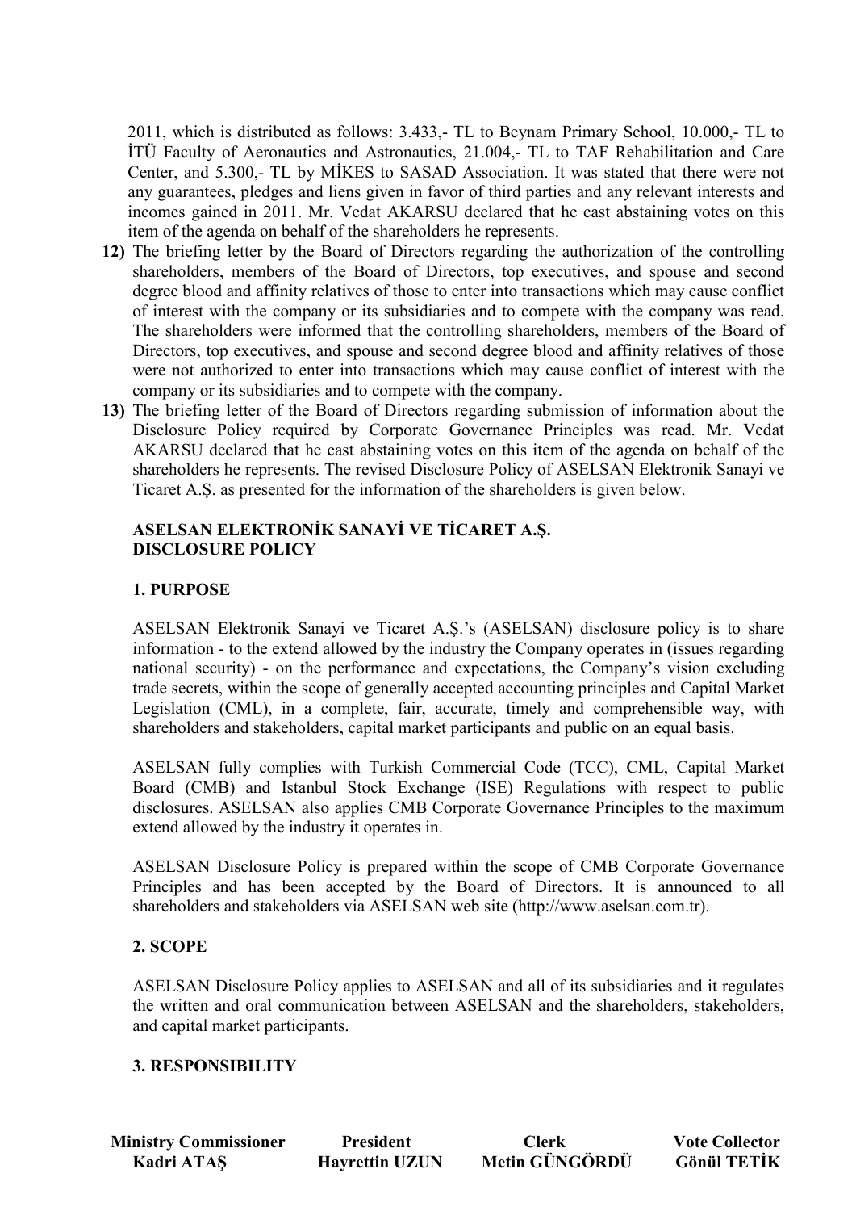2011, which is distributed as follows: 3.433,- TL to Beynam Primary School, 10.000,- TL to İTÜ Faculty of Aeronautics and Astronautics, 21.004,- TL to TAF Rehabilitation and Care Center, and 5.300,- TL by MİKES to SASAD Association. It was stated that there were not any guarantees, pledges and liens given in favor of third parties and any relevant interests and incomes gained in 2011. Mr. Vedat AKARSU declared that he cast abstaining votes on this item of the agenda on behalf of the shareholders he represents.

**12)** The briefing letter by the Board of Directors regarding the authorization of the controlling shareholders, members of the Board of Directors, top executives, and spouse and second degree blood and affinity relatives of those to enter into transactions which may cause conflict of interest with the company or its subsidiaries and to compete with the company was read. The shareholders were informed that the controlling shareholders, members of the Board of Directors, top executives, and spouse and second degree blood and affinity relatives of those were not authorized to enter into transactions which may cause conflict of interest with the company or its subsidiaries and to compete with the company.

**13)** The briefing letter of the Board of Directors regarding submission of information about the Disclosure Policy required by Corporate Governance Principles was read. Mr. Vedat AKARSU declared that he cast abstaining votes on this item of the agenda on behalf of the shareholders he represents. The revised Disclosure Policy of ASELSAN Elektronik Sanayi ve Ticaret A.Ş. as presented for the information of the shareholders is given below.

**ASELSAN ELEKTRONİK SANAYİ VE TİCARET A.Ş.**
**DISCLOSURE POLICY**

**1. PURPOSE**

ASELSAN Elektronik Sanayi ve Ticaret A.Ş.'s (ASELSAN) disclosure policy is to share information - to the extend allowed by the industry the Company operates in (issues regarding national security) - on the performance and expectations, the Company's vision excluding trade secrets, within the scope of generally accepted accounting principles and Capital Market Legislation (CML), in a complete, fair, accurate, timely and comprehensible way, with shareholders and stakeholders, capital market participants and public on an equal basis.

ASELSAN fully complies with Turkish Commercial Code (TCC), CML, Capital Market Board (CMB) and Istanbul Stock Exchange (ISE) Regulations with respect to public disclosures. ASELSAN also applies CMB Corporate Governance Principles to the maximum extend allowed by the industry it operates in.

ASELSAN Disclosure Policy is prepared within the scope of CMB Corporate Governance Principles and has been accepted by the Board of Directors. It is announced to all shareholders and stakeholders via ASELSAN web site (http://www.aselsan.com.tr).

**2. SCOPE**

ASELSAN Disclosure Policy applies to ASELSAN and all of its subsidiaries and it regulates the written and oral communication between ASELSAN and the shareholders, stakeholders, and capital market participants.

**3. RESPONSIBILITY**

| Ministry Commissioner | President | Clerk | Vote Collector |
|---|---|---|---|
| Kadri ATAŞ | Hayrettin UZUN | Metin GÜNGÖRDÜ | Gönül TETİK |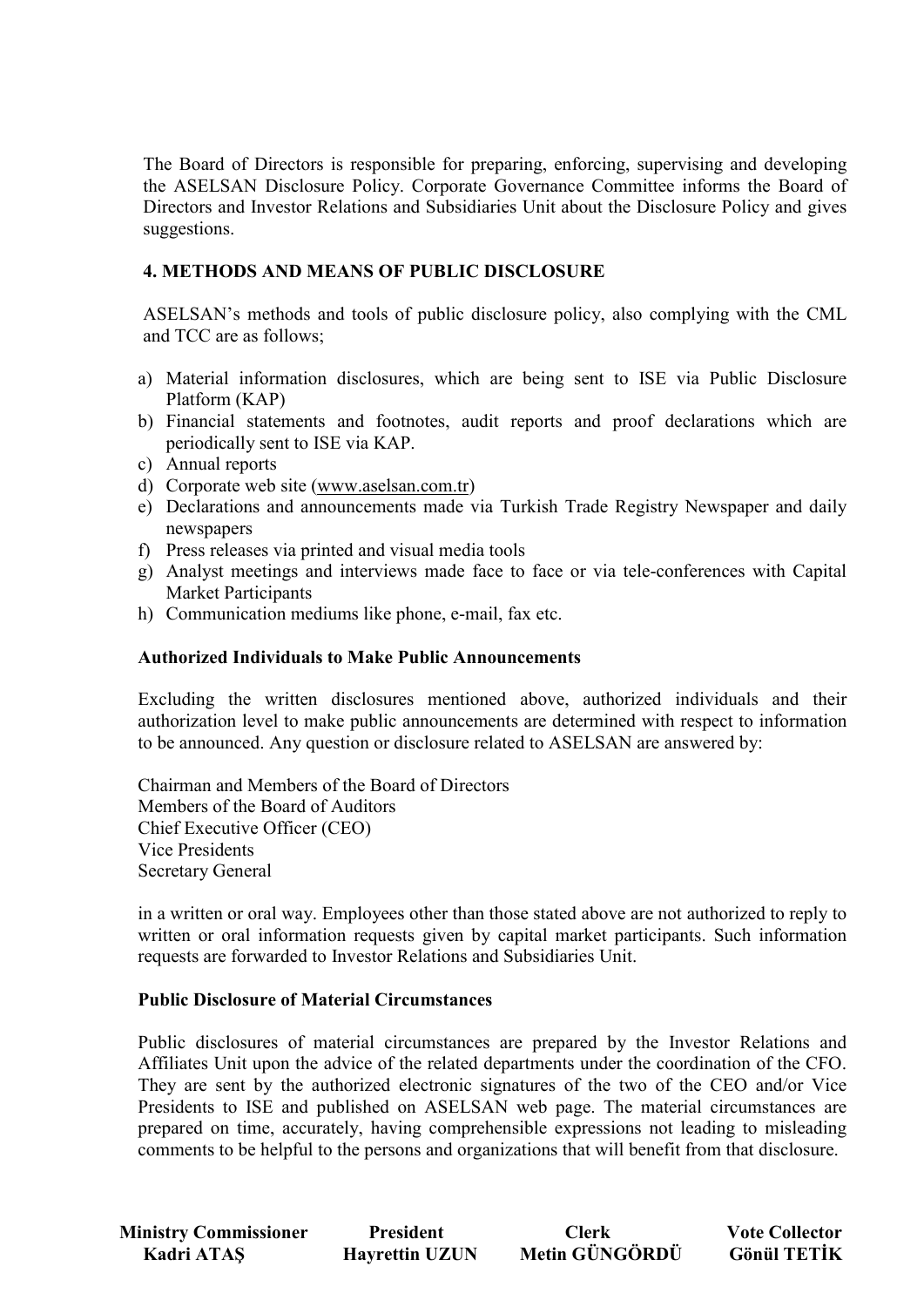The Board of Directors is responsible for preparing, enforcing, supervising and developing the ASELSAN Disclosure Policy. Corporate Governance Committee informs the Board of Directors and Investor Relations and Subsidiaries Unit about the Disclosure Policy and gives suggestions.

## 4. METHODS AND MEANS OF PUBLIC DISCLOSURE

ASELSAN's methods and tools of public disclosure policy, also complying with the CML and TCC are as follows;

a) Material information disclosures, which are being sent to ISE via Public Disclosure Platform (KAP)
b) Financial statements and footnotes, audit reports and proof declarations which are periodically sent to ISE via KAP.
c) Annual reports
d) Corporate web site (www.aselsan.com.tr)
e) Declarations and announcements made via Turkish Trade Registry Newspaper and daily newspapers
f) Press releases via printed and visual media tools
g) Analyst meetings and interviews made face to face or via tele-conferences with Capital Market Participants
h) Communication mediums like phone, e-mail, fax etc.

### Authorized Individuals to Make Public Announcements

Excluding the written disclosures mentioned above, authorized individuals and their authorization level to make public announcements are determined with respect to information to be announced. Any question or disclosure related to ASELSAN are answered by:

Chairman and Members of the Board of Directors
Members of the Board of Auditors
Chief Executive Officer (CEO)
Vice Presidents
Secretary General

in a written or oral way. Employees other than those stated above are not authorized to reply to written or oral information requests given by capital market participants. Such information requests are forwarded to Investor Relations and Subsidiaries Unit.

### Public Disclosure of Material Circumstances

Public disclosures of material circumstances are prepared by the Investor Relations and Affiliates Unit upon the advice of the related departments under the coordination of the CFO. They are sent by the authorized electronic signatures of the two of the CEO and/or Vice Presidents to ISE and published on ASELSAN web page. The material circumstances are prepared on time, accurately, having comprehensible expressions not leading to misleading comments to be helpful to the persons and organizations that will benefit from that disclosure.

| **Ministry Commissioner** | **President** | **Clerk** | **Vote Collector** |
|---|---|---|---|
| **Kadri ATAŞ** | **Hayrettin UZUN** | **Metin GÜNGÖRDÜ** | **Gönül TETİK** |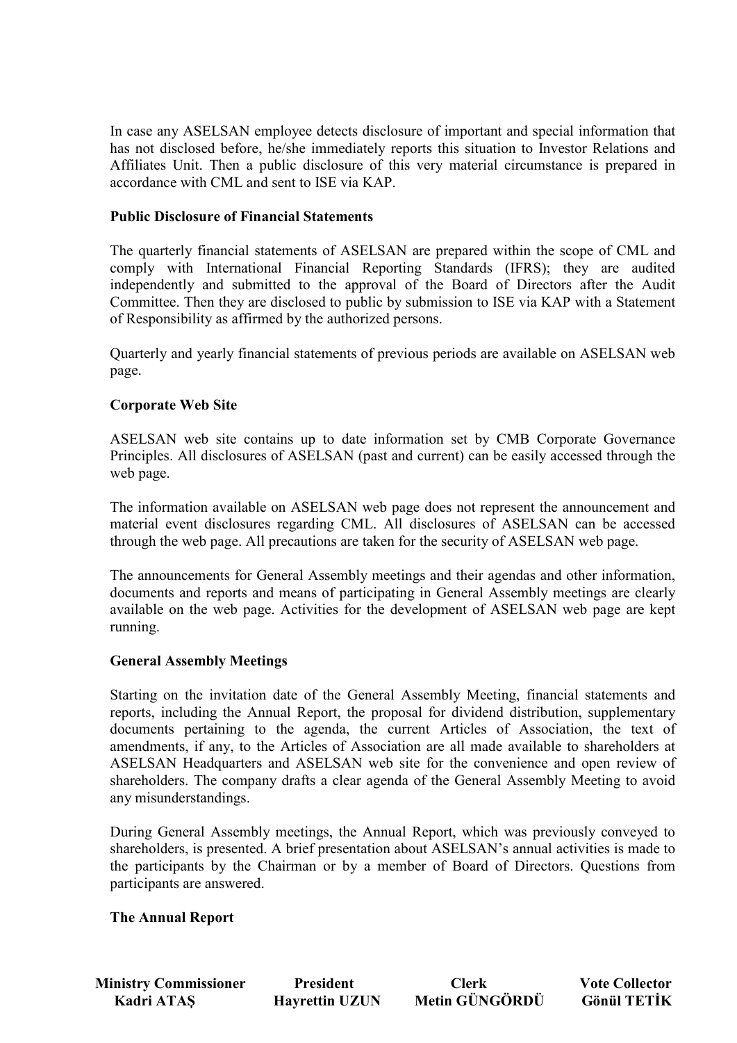In case any ASELSAN employee detects disclosure of important and special information that has not disclosed before, he/she immediately reports this situation to Investor Relations and Affiliates Unit. Then a public disclosure of this very material circumstance is prepared in accordance with CML and sent to ISE via KAP.

**Public Disclosure of Financial Statements**

The quarterly financial statements of ASELSAN are prepared within the scope of CML and comply with International Financial Reporting Standards (IFRS); they are audited independently and submitted to the approval of the Board of Directors after the Audit Committee. Then they are disclosed to public by submission to ISE via KAP with a Statement of Responsibility as affirmed by the authorized persons.

Quarterly and yearly financial statements of previous periods are available on ASELSAN web page.

**Corporate Web Site**

ASELSAN web site contains up to date information set by CMB Corporate Governance Principles. All disclosures of ASELSAN (past and current) can be easily accessed through the web page.

The information available on ASELSAN web page does not represent the announcement and material event disclosures regarding CML. All disclosures of ASELSAN can be accessed through the web page. All precautions are taken for the security of ASELSAN web page.

The announcements for General Assembly meetings and their agendas and other information, documents and reports and means of participating in General Assembly meetings are clearly available on the web page. Activities for the development of ASELSAN web page are kept running.

**General Assembly Meetings**

Starting on the invitation date of the General Assembly Meeting, financial statements and reports, including the Annual Report, the proposal for dividend distribution, supplementary documents pertaining to the agenda, the current Articles of Association, the text of amendments, if any, to the Articles of Association are all made available to shareholders at ASELSAN Headquarters and ASELSAN web site for the convenience and open review of shareholders. The company drafts a clear agenda of the General Assembly Meeting to avoid any misunderstandings.

During General Assembly meetings, the Annual Report, which was previously conveyed to shareholders, is presented. A brief presentation about ASELSAN's annual activities is made to the participants by the Chairman or by a member of Board of Directors. Questions from participants are answered.

**The Annual Report**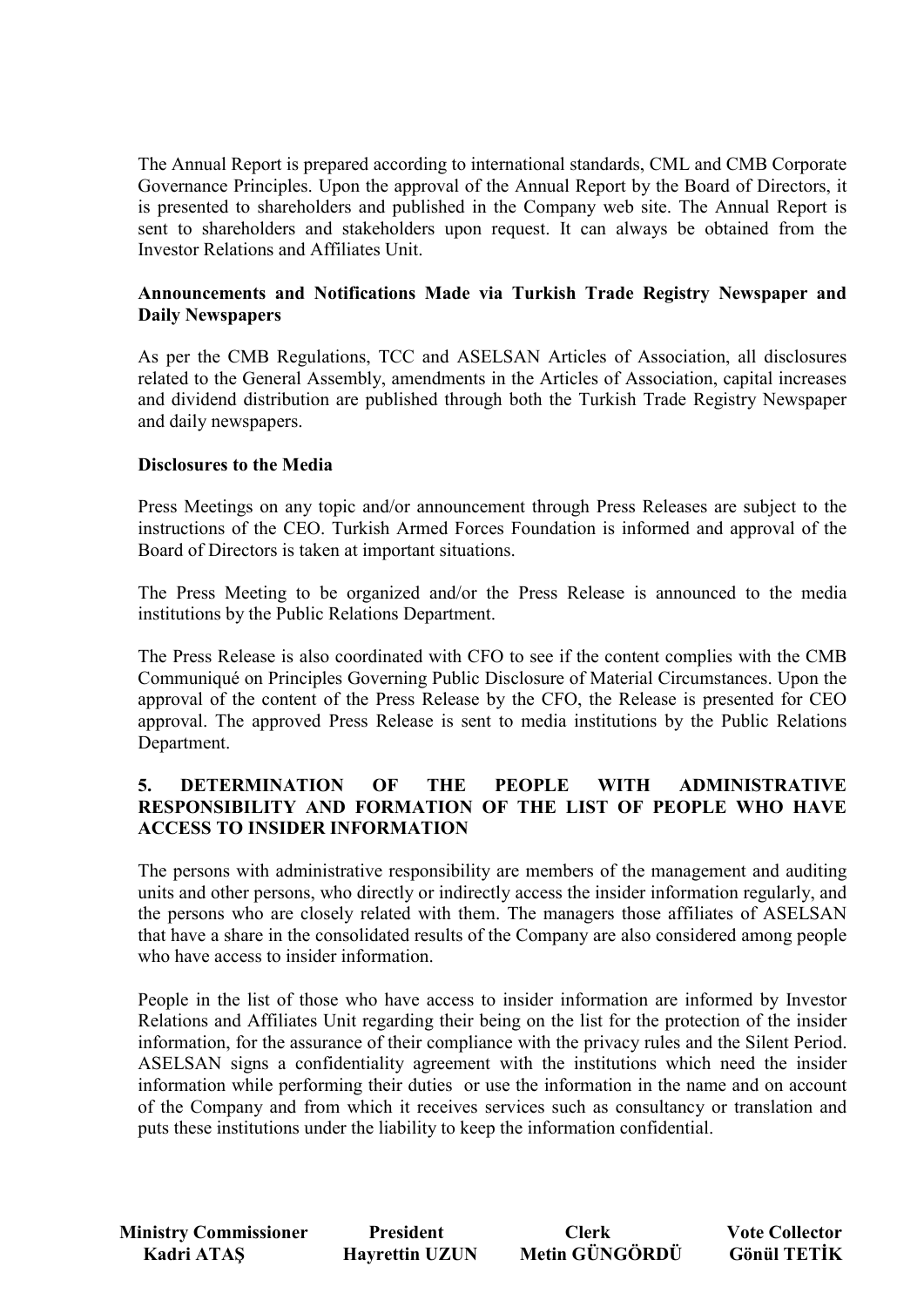The Annual Report is prepared according to international standards, CML and CMB Corporate Governance Principles. Upon the approval of the Annual Report by the Board of Directors, it is presented to shareholders and published in the Company web site. The Annual Report is sent to shareholders and stakeholders upon request. It can always be obtained from the Investor Relations and Affiliates Unit.

**Announcements and Notifications Made via Turkish Trade Registry Newspaper and Daily Newspapers**

As per the CMB Regulations, TCC and ASELSAN Articles of Association, all disclosures related to the General Assembly, amendments in the Articles of Association, capital increases and dividend distribution are published through both the Turkish Trade Registry Newspaper and daily newspapers.

**Disclosures to the Media**

Press Meetings on any topic and/or announcement through Press Releases are subject to the instructions of the CEO. Turkish Armed Forces Foundation is informed and approval of the Board of Directors is taken at important situations.

The Press Meeting to be organized and/or the Press Release is announced to the media institutions by the Public Relations Department.

The Press Release is also coordinated with CFO to see if the content complies with the CMB Communiqué on Principles Governing Public Disclosure of Material Circumstances. Upon the approval of the content of the Press Release by the CFO, the Release is presented for CEO approval. The approved Press Release is sent to media institutions by the Public Relations Department.

## 5. DETERMINATION OF THE PEOPLE WITH ADMINISTRATIVE RESPONSIBILITY AND FORMATION OF THE LIST OF PEOPLE WHO HAVE ACCESS TO INSIDER INFORMATION

The persons with administrative responsibility are members of the management and auditing units and other persons, who directly or indirectly access the insider information regularly, and the persons who are closely related with them. The managers those affiliates of ASELSAN that have a share in the consolidated results of the Company are also considered among people who have access to insider information.

People in the list of those who have access to insider information are informed by Investor Relations and Affiliates Unit regarding their being on the list for the protection of the insider information, for the assurance of their compliance with the privacy rules and the Silent Period. ASELSAN signs a confidentiality agreement with the institutions which need the insider information while performing their duties or use the information in the name and on account of the Company and from which it receives services such as consultancy or translation and puts these institutions under the liability to keep the information confidential.

| **Ministry Commissioner** | **President** | **Clerk** | **Vote Collector** |
|---|---|---|---|
| **Kadri ATAŞ** | **Hayrettin UZUN** | **Metin GÜNGÖRDÜ** | **Gönül TETİK** |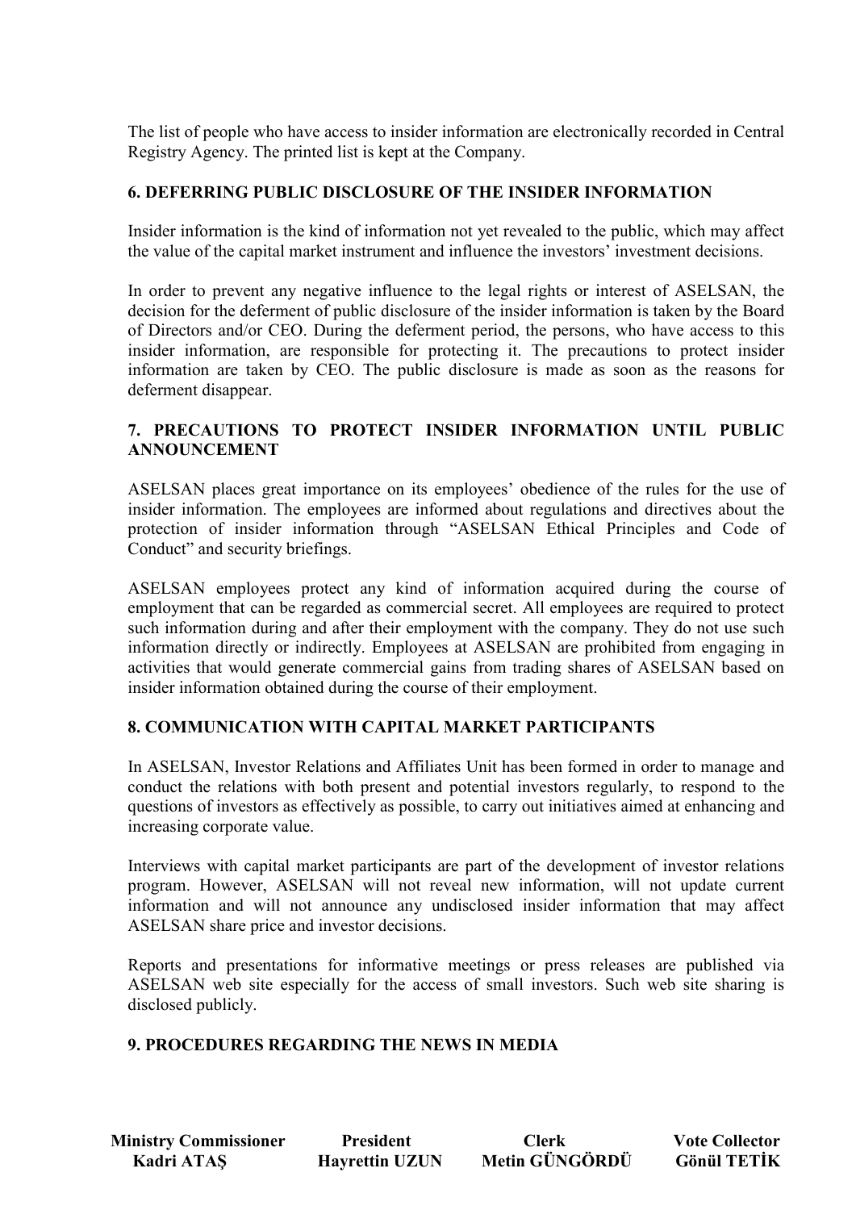The list of people who have access to insider information are electronically recorded in Central Registry Agency. The printed list is kept at the Company.

## 6. DEFERRING PUBLIC DISCLOSURE OF THE INSIDER INFORMATION

Insider information is the kind of information not yet revealed to the public, which may affect the value of the capital market instrument and influence the investors' investment decisions.

In order to prevent any negative influence to the legal rights or interest of ASELSAN, the decision for the deferment of public disclosure of the insider information is taken by the Board of Directors and/or CEO. During the deferment period, the persons, who have access to this insider information, are responsible for protecting it. The precautions to protect insider information are taken by CEO. The public disclosure is made as soon as the reasons for deferment disappear.

## 7. PRECAUTIONS TO PROTECT INSIDER INFORMATION UNTIL PUBLIC ANNOUNCEMENT

ASELSAN places great importance on its employees' obedience of the rules for the use of insider information. The employees are informed about regulations and directives about the protection of insider information through "ASELSAN Ethical Principles and Code of Conduct" and security briefings.

ASELSAN employees protect any kind of information acquired during the course of employment that can be regarded as commercial secret. All employees are required to protect such information during and after their employment with the company. They do not use such information directly or indirectly. Employees at ASELSAN are prohibited from engaging in activities that would generate commercial gains from trading shares of ASELSAN based on insider information obtained during the course of their employment.

## 8. COMMUNICATION WITH CAPITAL MARKET PARTICIPANTS

In ASELSAN, Investor Relations and Affiliates Unit has been formed in order to manage and conduct the relations with both present and potential investors regularly, to respond to the questions of investors as effectively as possible, to carry out initiatives aimed at enhancing and increasing corporate value.

Interviews with capital market participants are part of the development of investor relations program. However, ASELSAN will not reveal new information, will not update current information and will not announce any undisclosed insider information that may affect ASELSAN share price and investor decisions.

Reports and presentations for informative meetings or press releases are published via ASELSAN web site especially for the access of small investors. Such web site sharing is disclosed publicly.

## 9. PROCEDURES REGARDING THE NEWS IN MEDIA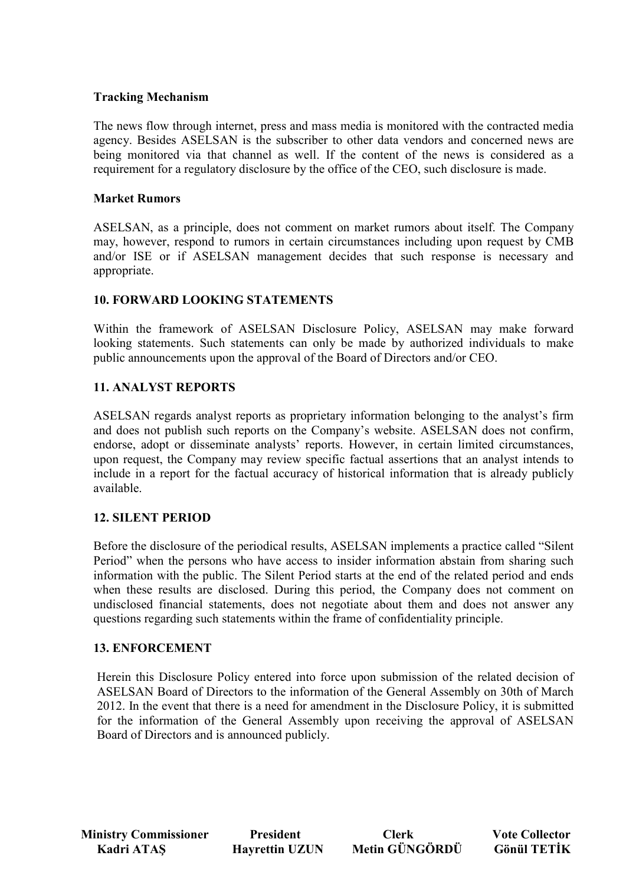**Tracking Mechanism**

The news flow through internet, press and mass media is monitored with the contracted media agency. Besides ASELSAN is the subscriber to other data vendors and concerned news are being monitored via that channel as well. If the content of the news is considered as a requirement for a regulatory disclosure by the office of the CEO, such disclosure is made.

**Market Rumors**

ASELSAN, as a principle, does not comment on market rumors about itself. The Company may, however, respond to rumors in certain circumstances including upon request by CMB and/or ISE or if ASELSAN management decides that such response is necessary and appropriate.

**10. FORWARD LOOKING STATEMENTS**

Within the framework of ASELSAN Disclosure Policy, ASELSAN may make forward looking statements. Such statements can only be made by authorized individuals to make public announcements upon the approval of the Board of Directors and/or CEO.

**11. ANALYST REPORTS**

ASELSAN regards analyst reports as proprietary information belonging to the analyst's firm and does not publish such reports on the Company's website. ASELSAN does not confirm, endorse, adopt or disseminate analysts' reports. However, in certain limited circumstances, upon request, the Company may review specific factual assertions that an analyst intends to include in a report for the factual accuracy of historical information that is already publicly available.

**12. SILENT PERIOD**

Before the disclosure of the periodical results, ASELSAN implements a practice called "Silent Period" when the persons who have access to insider information abstain from sharing such information with the public. The Silent Period starts at the end of the related period and ends when these results are disclosed. During this period, the Company does not comment on undisclosed financial statements, does not negotiate about them and does not answer any questions regarding such statements within the frame of confidentiality principle.

**13. ENFORCEMENT**

Herein this Disclosure Policy entered into force upon submission of the related decision of ASELSAN Board of Directors to the information of the General Assembly on 30th of March 2012. In the event that there is a need for amendment in the Disclosure Policy, it is submitted for the information of the General Assembly upon receiving the approval of ASELSAN Board of Directors and is announced publicly.

| **Ministry Commissioner** | **President** | **Clerk** | **Vote Collector** |
| --- | --- | --- | --- |
| **Kadri ATAŞ** | **Hayrettin UZUN** | **Metin GÜNGÖRDÜ** | **Gönül TETİK** |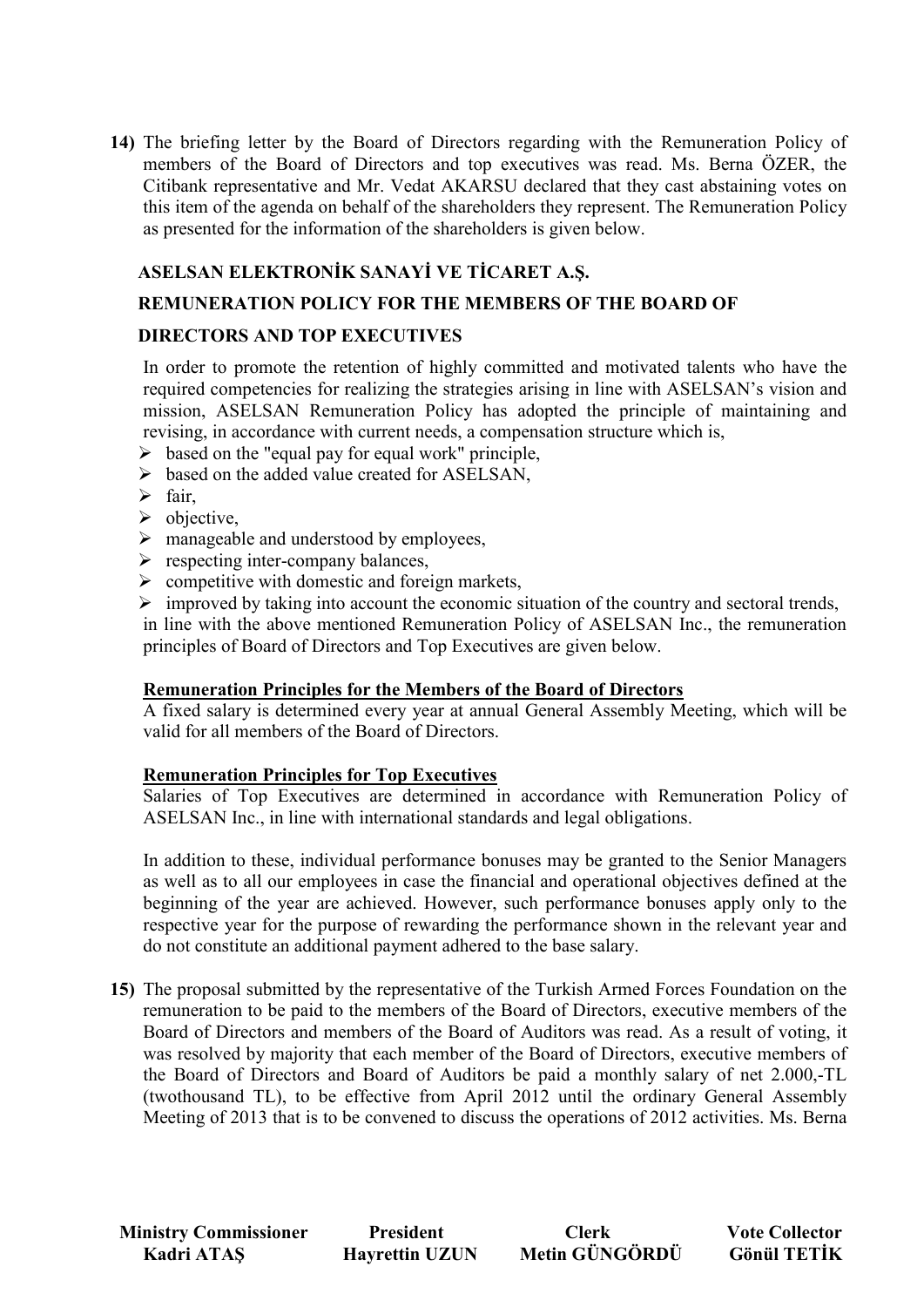**14)** The briefing letter by the Board of Directors regarding with the Remuneration Policy of members of the Board of Directors and top executives was read. Ms. Berna ÖZER, the Citibank representative and Mr. Vedat AKARSU declared that they cast abstaining votes on this item of the agenda on behalf of the shareholders they represent. The Remuneration Policy as presented for the information of the shareholders is given below.

**ASELSAN ELEKTRONİK SANAYİ VE TİCARET A.Ş.**

**REMUNERATION POLICY FOR THE MEMBERS OF THE BOARD OF DIRECTORS AND TOP EXECUTIVES**

In order to promote the retention of highly committed and motivated talents who have the required competencies for realizing the strategies arising in line with ASELSAN's vision and mission, ASELSAN Remuneration Policy has adopted the principle of maintaining and revising, in accordance with current needs, a compensation structure which is,

- based on the "equal pay for equal work" principle,
- based on the added value created for ASELSAN,
- fair,
- objective,
- manageable and understood by employees,
- respecting inter-company balances,
- competitive with domestic and foreign markets,
- improved by taking into account the economic situation of the country and sectoral trends,

in line with the above mentioned Remuneration Policy of ASELSAN Inc., the remuneration principles of Board of Directors and Top Executives are given below.

**Remuneration Principles for the Members of the Board of Directors**

A fixed salary is determined every year at annual General Assembly Meeting, which will be valid for all members of the Board of Directors.

**Remuneration Principles for Top Executives**

Salaries of Top Executives are determined in accordance with Remuneration Policy of ASELSAN Inc., in line with international standards and legal obligations.

In addition to these, individual performance bonuses may be granted to the Senior Managers as well as to all our employees in case the financial and operational objectives defined at the beginning of the year are achieved. However, such performance bonuses apply only to the respective year for the purpose of rewarding the performance shown in the relevant year and do not constitute an additional payment adhered to the base salary.

**15)** The proposal submitted by the representative of the Turkish Armed Forces Foundation on the remuneration to be paid to the members of the Board of Directors, executive members of the Board of Directors and members of the Board of Auditors was read. As a result of voting, it was resolved by majority that each member of the Board of Directors, executive members of the Board of Directors and Board of Auditors be paid a monthly salary of net 2.000,-TL (twothousand TL), to be effective from April 2012 until the ordinary General Assembly Meeting of 2013 that is to be convened to discuss the operations of 2012 activities. Ms. Berna

| Ministry Commissioner | President | Clerk | Vote Collector |
|---|---|---|---|
| Kadri ATAŞ | Hayrettin UZUN | Metin GÜNGÖRDÜ | Gönül TETİK |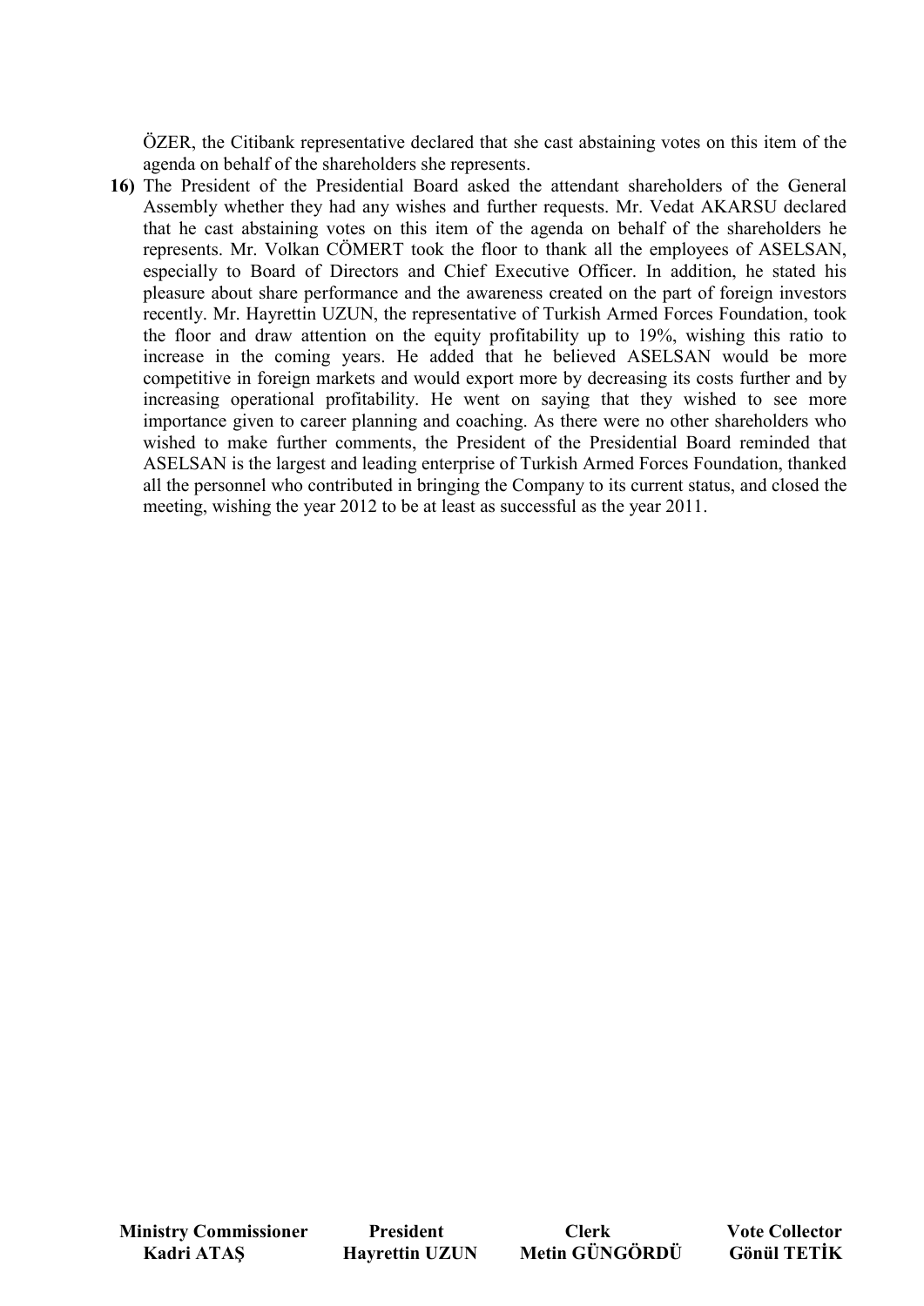ÖZER, the Citibank representative declared that she cast abstaining votes on this item of the agenda on behalf of the shareholders she represents.

**16)** The President of the Presidential Board asked the attendant shareholders of the General Assembly whether they had any wishes and further requests. Mr. Vedat AKARSU declared that he cast abstaining votes on this item of the agenda on behalf of the shareholders he represents. Mr. Volkan CÖMERT took the floor to thank all the employees of ASELSAN, especially to Board of Directors and Chief Executive Officer. In addition, he stated his pleasure about share performance and the awareness created on the part of foreign investors recently. Mr. Hayrettin UZUN, the representative of Turkish Armed Forces Foundation, took the floor and draw attention on the equity profitability up to 19%, wishing this ratio to increase in the coming years. He added that he believed ASELSAN would be more competitive in foreign markets and would export more by decreasing its costs further and by increasing operational profitability. He went on saying that they wished to see more importance given to career planning and coaching. As there were no other shareholders who wished to make further comments, the President of the Presidential Board reminded that ASELSAN is the largest and leading enterprise of Turkish Armed Forces Foundation, thanked all the personnel who contributed in bringing the Company to its current status, and closed the meeting, wishing the year 2012 to be at least as successful as the year 2011.

| Ministry Commissioner | President | Clerk | Vote Collector |
|---|---|---|---|
| **Kadri ATAŞ** | **Hayrettin UZUN** | **Metin GÜNGÖRDÜ** | **Gönül TETİK** |